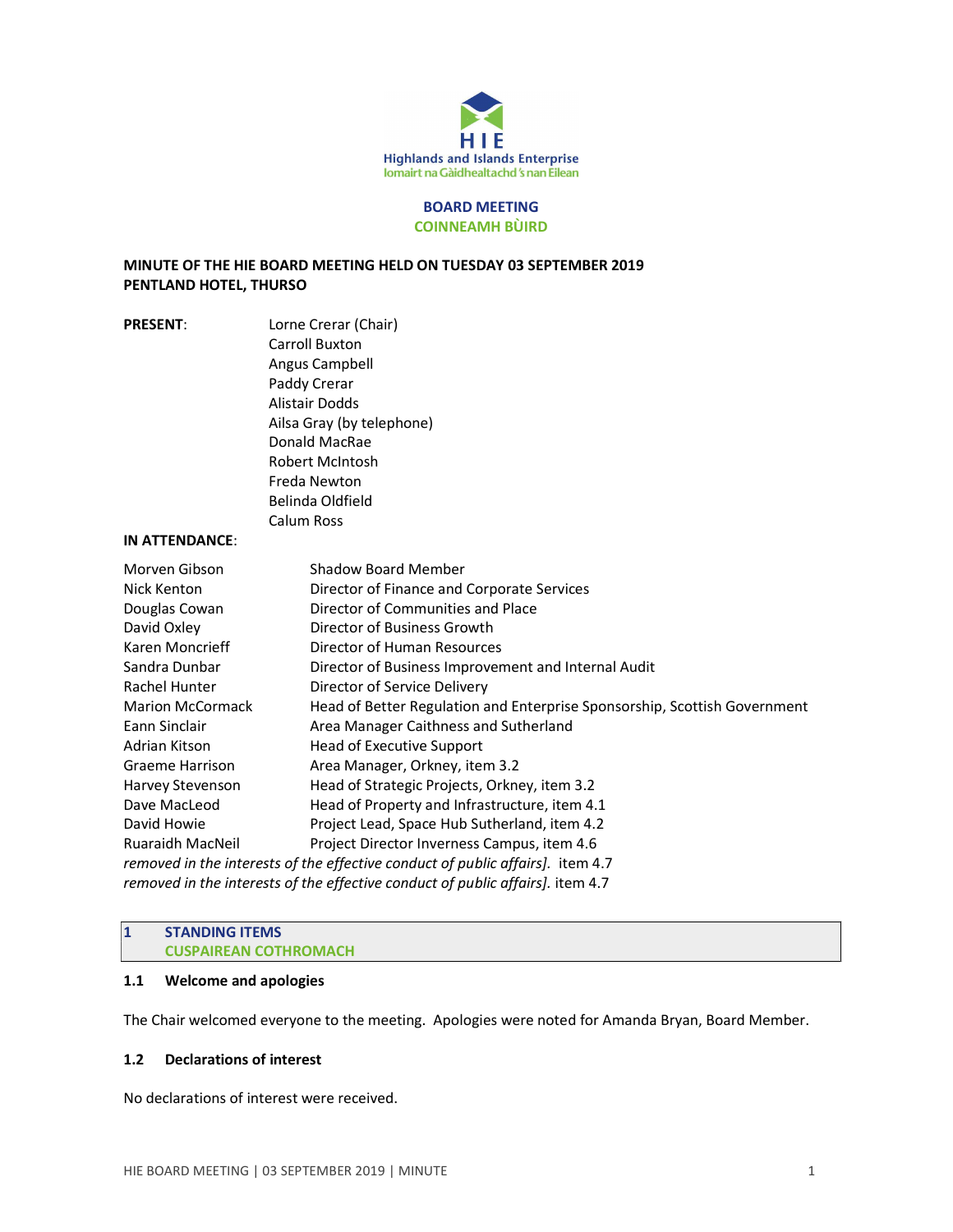Highlands and Islands Enterprise
Iomairt na Gàidhealtachd 's nan Eilean

**BOARD MEETING**
**COINNEAMH BÙIRD**

**MINUTE OF THE HIE BOARD MEETING HELD ON TUESDAY 03 SEPTEMBER 2019**
**PENTLAND HOTEL, THURSO**

**PRESENT**:

Lorne Crerar (Chair)
Carroll Buxton
Angus Campbell
Paddy Crerar
Alistair Dodds
Ailsa Gray (by telephone)
Donald MacRae
Robert McIntosh
Freda Newton
Belinda Oldfield
Calum Ross

**IN ATTENDANCE**:

| | |
|---|---|
| Morven Gibson | Shadow Board Member |
| Nick Kenton | Director of Finance and Corporate Services |
| Douglas Cowan | Director of Communities and Place |
| David Oxley | Director of Business Growth |
| Karen Moncrieff | Director of Human Resources |
| Sandra Dunbar | Director of Business Improvement and Internal Audit |
| Rachel Hunter | Director of Service Delivery |
| Marion McCormack | Head of Better Regulation and Enterprise Sponsorship, Scottish Government |
| Eann Sinclair | Area Manager Caithness and Sutherland |
| Adrian Kitson | Head of Executive Support |
| Graeme Harrison | Area Manager, Orkney, item 3.2 |
| Harvey Stevenson | Head of Strategic Projects, Orkney, item 3.2 |
| Dave MacLeod | Head of Property and Infrastructure, item 4.1 |
| David Howie | Project Lead, Space Hub Sutherland, item 4.2 |
| Ruaraidh MacNeil | Project Director Inverness Campus, item 4.6 |

*removed in the interests of the effective conduct of public affairs].* item 4.7
*removed in the interests of the effective conduct of public affairs].* item 4.7

## 1 STANDING ITEMS
## CUSPAIREAN COTHROMACH

### 1.1 Welcome and apologies

The Chair welcomed everyone to the meeting. Apologies were noted for Amanda Bryan, Board Member.

### 1.2 Declarations of interest

No declarations of interest were received.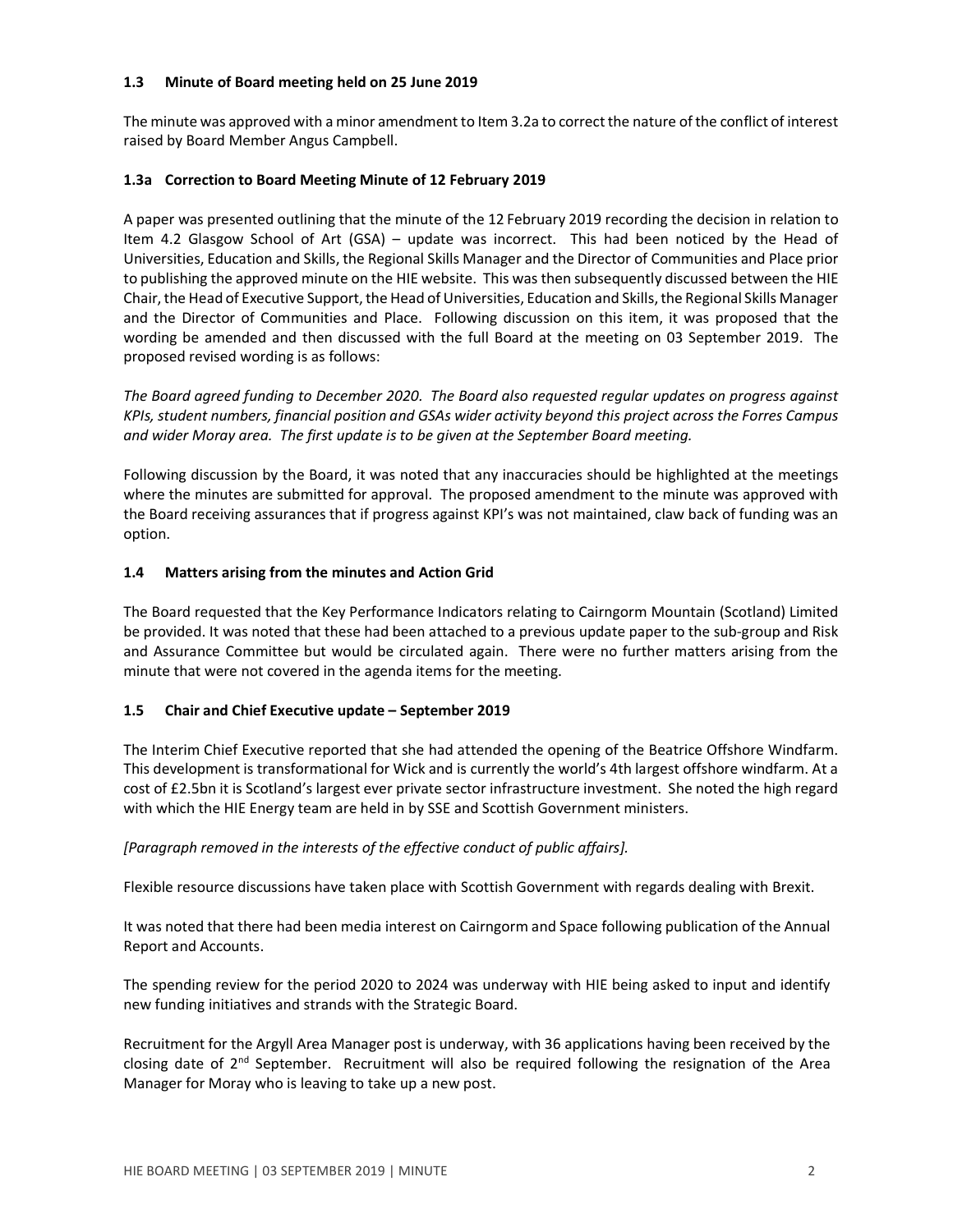### 1.3 Minute of Board meeting held on 25 June 2019

The minute was approved with a minor amendment to Item 3.2a to correct the nature of the conflict of interest raised by Board Member Angus Campbell.

### 1.3a Correction to Board Meeting Minute of 12 February 2019

A paper was presented outlining that the minute of the 12 February 2019 recording the decision in relation to Item 4.2 Glasgow School of Art (GSA) – update was incorrect. This had been noticed by the Head of Universities, Education and Skills, the Regional Skills Manager and the Director of Communities and Place prior to publishing the approved minute on the HIE website. This was then subsequently discussed between the HIE Chair, the Head of Executive Support, the Head of Universities, Education and Skills, the Regional Skills Manager and the Director of Communities and Place. Following discussion on this item, it was proposed that the wording be amended and then discussed with the full Board at the meeting on 03 September 2019. The proposed revised wording is as follows:

*The Board agreed funding to December 2020. The Board also requested regular updates on progress against KPIs, student numbers, financial position and GSAs wider activity beyond this project across the Forres Campus and wider Moray area. The first update is to be given at the September Board meeting.*

Following discussion by the Board, it was noted that any inaccuracies should be highlighted at the meetings where the minutes are submitted for approval. The proposed amendment to the minute was approved with the Board receiving assurances that if progress against KPI's was not maintained, claw back of funding was an option.

### 1.4 Matters arising from the minutes and Action Grid

The Board requested that the Key Performance Indicators relating to Cairngorm Mountain (Scotland) Limited be provided. It was noted that these had been attached to a previous update paper to the sub-group and Risk and Assurance Committee but would be circulated again. There were no further matters arising from the minute that were not covered in the agenda items for the meeting.

### 1.5 Chair and Chief Executive update – September 2019

The Interim Chief Executive reported that she had attended the opening of the Beatrice Offshore Windfarm. This development is transformational for Wick and is currently the world's 4th largest offshore windfarm. At a cost of £2.5bn it is Scotland's largest ever private sector infrastructure investment. She noted the high regard with which the HIE Energy team are held in by SSE and Scottish Government ministers.

*[Paragraph removed in the interests of the effective conduct of public affairs].*

Flexible resource discussions have taken place with Scottish Government with regards dealing with Brexit.

It was noted that there had been media interest on Cairngorm and Space following publication of the Annual Report and Accounts.

The spending review for the period 2020 to 2024 was underway with HIE being asked to input and identify new funding initiatives and strands with the Strategic Board.

Recruitment for the Argyll Area Manager post is underway, with 36 applications having been received by the closing date of 2nd September. Recruitment will also be required following the resignation of the Area Manager for Moray who is leaving to take up a new post.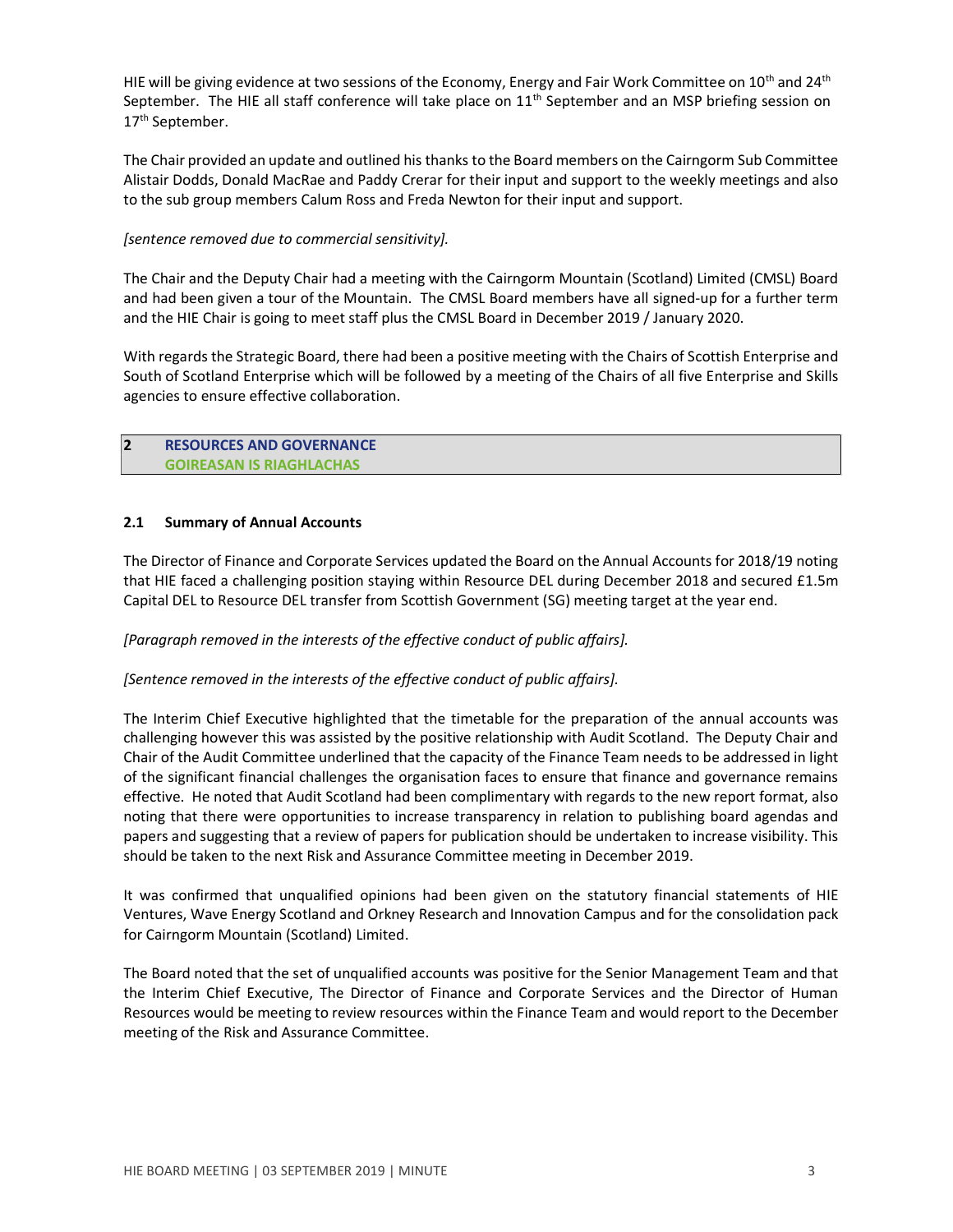HIE will be giving evidence at two sessions of the Economy, Energy and Fair Work Committee on 10th and 24th September. The HIE all staff conference will take place on 11th September and an MSP briefing session on 17th September.

The Chair provided an update and outlined his thanks to the Board members on the Cairngorm Sub Committee Alistair Dodds, Donald MacRae and Paddy Crerar for their input and support to the weekly meetings and also to the sub group members Calum Ross and Freda Newton for their input and support.

*[sentence removed due to commercial sensitivity].*

The Chair and the Deputy Chair had a meeting with the Cairngorm Mountain (Scotland) Limited (CMSL) Board and had been given a tour of the Mountain. The CMSL Board members have all signed-up for a further term and the HIE Chair is going to meet staff plus the CMSL Board in December 2019 / January 2020.

With regards the Strategic Board, there had been a positive meeting with the Chairs of Scottish Enterprise and South of Scotland Enterprise which will be followed by a meeting of the Chairs of all five Enterprise and Skills agencies to ensure effective collaboration.

## 2 RESOURCES AND GOVERNANCE
## GOIREASAN IS RIAGHLACHAS

### 2.1 Summary of Annual Accounts

The Director of Finance and Corporate Services updated the Board on the Annual Accounts for 2018/19 noting that HIE faced a challenging position staying within Resource DEL during December 2018 and secured £1.5m Capital DEL to Resource DEL transfer from Scottish Government (SG) meeting target at the year end.

*[Paragraph removed in the interests of the effective conduct of public affairs].*

*[Sentence removed in the interests of the effective conduct of public affairs].*

The Interim Chief Executive highlighted that the timetable for the preparation of the annual accounts was challenging however this was assisted by the positive relationship with Audit Scotland. The Deputy Chair and Chair of the Audit Committee underlined that the capacity of the Finance Team needs to be addressed in light of the significant financial challenges the organisation faces to ensure that finance and governance remains effective. He noted that Audit Scotland had been complimentary with regards to the new report format, also noting that there were opportunities to increase transparency in relation to publishing board agendas and papers and suggesting that a review of papers for publication should be undertaken to increase visibility. This should be taken to the next Risk and Assurance Committee meeting in December 2019.

It was confirmed that unqualified opinions had been given on the statutory financial statements of HIE Ventures, Wave Energy Scotland and Orkney Research and Innovation Campus and for the consolidation pack for Cairngorm Mountain (Scotland) Limited.

The Board noted that the set of unqualified accounts was positive for the Senior Management Team and that the Interim Chief Executive, The Director of Finance and Corporate Services and the Director of Human Resources would be meeting to review resources within the Finance Team and would report to the December meeting of the Risk and Assurance Committee.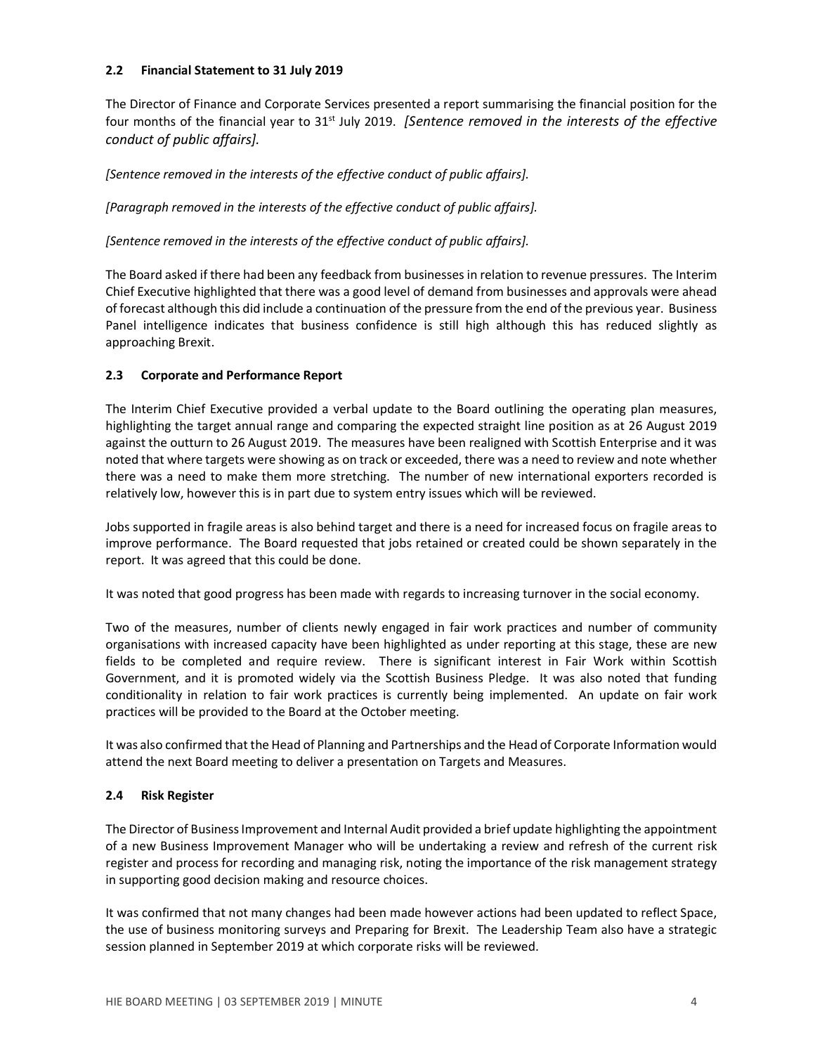### 2.2 Financial Statement to 31 July 2019

The Director of Finance and Corporate Services presented a report summarising the financial position for the four months of the financial year to 31st July 2019. *[Sentence removed in the interests of the effective conduct of public affairs].*

*[Sentence removed in the interests of the effective conduct of public affairs].*

*[Paragraph removed in the interests of the effective conduct of public affairs].*

*[Sentence removed in the interests of the effective conduct of public affairs].*

The Board asked if there had been any feedback from businesses in relation to revenue pressures. The Interim Chief Executive highlighted that there was a good level of demand from businesses and approvals were ahead of forecast although this did include a continuation of the pressure from the end of the previous year. Business Panel intelligence indicates that business confidence is still high although this has reduced slightly as approaching Brexit.

### 2.3 Corporate and Performance Report

The Interim Chief Executive provided a verbal update to the Board outlining the operating plan measures, highlighting the target annual range and comparing the expected straight line position as at 26 August 2019 against the outturn to 26 August 2019. The measures have been realigned with Scottish Enterprise and it was noted that where targets were showing as on track or exceeded, there was a need to review and note whether there was a need to make them more stretching. The number of new international exporters recorded is relatively low, however this is in part due to system entry issues which will be reviewed.

Jobs supported in fragile areas is also behind target and there is a need for increased focus on fragile areas to improve performance. The Board requested that jobs retained or created could be shown separately in the report. It was agreed that this could be done.

It was noted that good progress has been made with regards to increasing turnover in the social economy.

Two of the measures, number of clients newly engaged in fair work practices and number of community organisations with increased capacity have been highlighted as under reporting at this stage, these are new fields to be completed and require review. There is significant interest in Fair Work within Scottish Government, and it is promoted widely via the Scottish Business Pledge. It was also noted that funding conditionality in relation to fair work practices is currently being implemented. An update on fair work practices will be provided to the Board at the October meeting.

It was also confirmed that the Head of Planning and Partnerships and the Head of Corporate Information would attend the next Board meeting to deliver a presentation on Targets and Measures.

### 2.4 Risk Register

The Director of Business Improvement and Internal Audit provided a brief update highlighting the appointment of a new Business Improvement Manager who will be undertaking a review and refresh of the current risk register and process for recording and managing risk, noting the importance of the risk management strategy in supporting good decision making and resource choices.

It was confirmed that not many changes had been made however actions had been updated to reflect Space, the use of business monitoring surveys and Preparing for Brexit. The Leadership Team also have a strategic session planned in September 2019 at which corporate risks will be reviewed.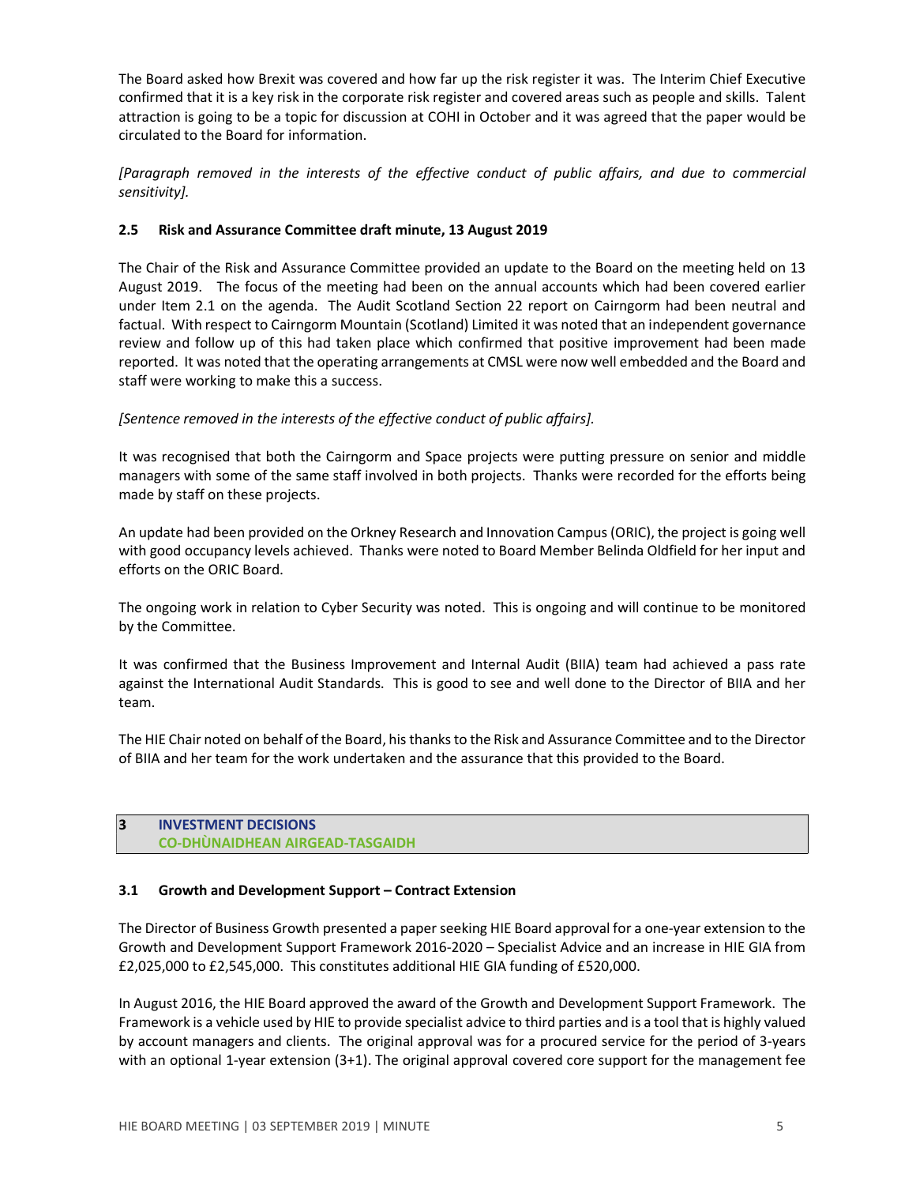The Board asked how Brexit was covered and how far up the risk register it was. The Interim Chief Executive confirmed that it is a key risk in the corporate risk register and covered areas such as people and skills. Talent attraction is going to be a topic for discussion at COHI in October and it was agreed that the paper would be circulated to the Board for information.

*[Paragraph removed in the interests of the effective conduct of public affairs, and due to commercial sensitivity].*

### 2.5 Risk and Assurance Committee draft minute, 13 August 2019

The Chair of the Risk and Assurance Committee provided an update to the Board on the meeting held on 13 August 2019. The focus of the meeting had been on the annual accounts which had been covered earlier under Item 2.1 on the agenda. The Audit Scotland Section 22 report on Cairngorm had been neutral and factual. With respect to Cairngorm Mountain (Scotland) Limited it was noted that an independent governance review and follow up of this had taken place which confirmed that positive improvement had been made reported. It was noted that the operating arrangements at CMSL were now well embedded and the Board and staff were working to make this a success.

*[Sentence removed in the interests of the effective conduct of public affairs].*

It was recognised that both the Cairngorm and Space projects were putting pressure on senior and middle managers with some of the same staff involved in both projects. Thanks were recorded for the efforts being made by staff on these projects.

An update had been provided on the Orkney Research and Innovation Campus (ORIC), the project is going well with good occupancy levels achieved. Thanks were noted to Board Member Belinda Oldfield for her input and efforts on the ORIC Board.

The ongoing work in relation to Cyber Security was noted. This is ongoing and will continue to be monitored by the Committee.

It was confirmed that the Business Improvement and Internal Audit (BIIA) team had achieved a pass rate against the International Audit Standards. This is good to see and well done to the Director of BIIA and her team.

The HIE Chair noted on behalf of the Board, his thanks to the Risk and Assurance Committee and to the Director of BIIA and her team for the work undertaken and the assurance that this provided to the Board.

## 3 INVESTMENT DECISIONS
## CO-DHÙNAIDHEAN AIRGEAD-TASGAIDH

### 3.1 Growth and Development Support – Contract Extension

The Director of Business Growth presented a paper seeking HIE Board approval for a one-year extension to the Growth and Development Support Framework 2016-2020 – Specialist Advice and an increase in HIE GIA from £2,025,000 to £2,545,000. This constitutes additional HIE GIA funding of £520,000.

In August 2016, the HIE Board approved the award of the Growth and Development Support Framework. The Framework is a vehicle used by HIE to provide specialist advice to third parties and is a tool that is highly valued by account managers and clients. The original approval was for a procured service for the period of 3-years with an optional 1-year extension (3+1). The original approval covered core support for the management fee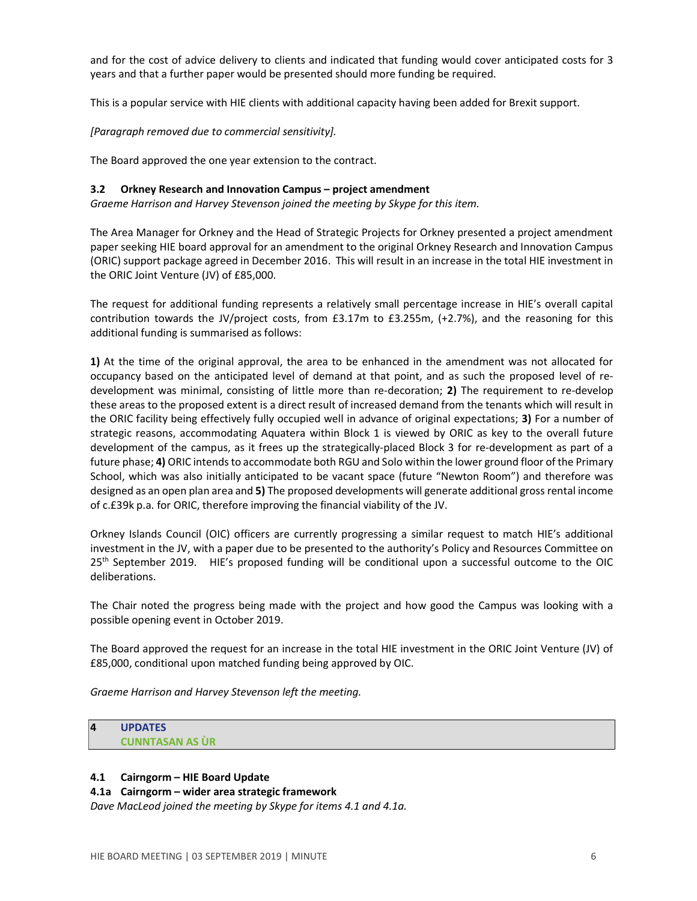and for the cost of advice delivery to clients and indicated that funding would cover anticipated costs for 3 years and that a further paper would be presented should more funding be required.

This is a popular service with HIE clients with additional capacity having been added for Brexit support.

*[Paragraph removed due to commercial sensitivity].*

The Board approved the one year extension to the contract.

### 3.2 Orkney Research and Innovation Campus – project amendment

*Graeme Harrison and Harvey Stevenson joined the meeting by Skype for this item.*

The Area Manager for Orkney and the Head of Strategic Projects for Orkney presented a project amendment paper seeking HIE board approval for an amendment to the original Orkney Research and Innovation Campus (ORIC) support package agreed in December 2016. This will result in an increase in the total HIE investment in the ORIC Joint Venture (JV) of £85,000.

The request for additional funding represents a relatively small percentage increase in HIE's overall capital contribution towards the JV/project costs, from £3.17m to £3.255m, (+2.7%), and the reasoning for this additional funding is summarised as follows:

**1)** At the time of the original approval, the area to be enhanced in the amendment was not allocated for occupancy based on the anticipated level of demand at that point, and as such the proposed level of re-development was minimal, consisting of little more than re-decoration; **2)** The requirement to re-develop these areas to the proposed extent is a direct result of increased demand from the tenants which will result in the ORIC facility being effectively fully occupied well in advance of original expectations; **3)** For a number of strategic reasons, accommodating Aquatera within Block 1 is viewed by ORIC as key to the overall future development of the campus, as it frees up the strategically-placed Block 3 for re-development as part of a future phase; **4)** ORIC intends to accommodate both RGU and Solo within the lower ground floor of the Primary School, which was also initially anticipated to be vacant space (future "Newton Room") and therefore was designed as an open plan area and **5)** The proposed developments will generate additional gross rental income of c.£39k p.a. for ORIC, therefore improving the financial viability of the JV.

Orkney Islands Council (OIC) officers are currently progressing a similar request to match HIE's additional investment in the JV, with a paper due to be presented to the authority's Policy and Resources Committee on 25th September 2019. HIE's proposed funding will be conditional upon a successful outcome to the OIC deliberations.

The Chair noted the progress being made with the project and how good the Campus was looking with a possible opening event in October 2019.

The Board approved the request for an increase in the total HIE investment in the ORIC Joint Venture (JV) of £85,000, conditional upon matched funding being approved by OIC.

*Graeme Harrison and Harvey Stevenson left the meeting.*

## 4 UPDATES
## CUNNTASAN AS ÙR

### 4.1 Cairngorm – HIE Board Update

### 4.1a Cairngorm – wider area strategic framework

*Dave MacLeod joined the meeting by Skype for items 4.1 and 4.1a.*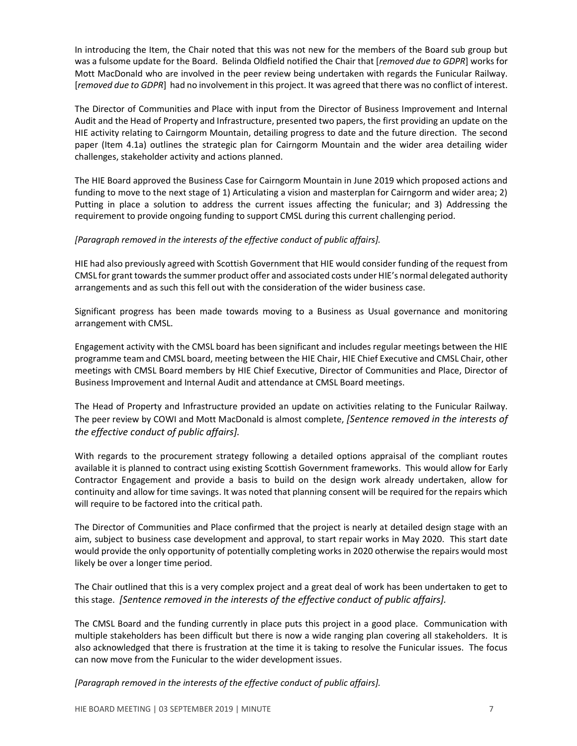In introducing the Item, the Chair noted that this was not new for the members of the Board sub group but was a fulsome update for the Board. Belinda Oldfield notified the Chair that [*removed due to GDPR*] works for Mott MacDonald who are involved in the peer review being undertaken with regards the Funicular Railway. [*removed due to GDPR*] had no involvement in this project. It was agreed that there was no conflict of interest.

The Director of Communities and Place with input from the Director of Business Improvement and Internal Audit and the Head of Property and Infrastructure, presented two papers, the first providing an update on the HIE activity relating to Cairngorm Mountain, detailing progress to date and the future direction. The second paper (Item 4.1a) outlines the strategic plan for Cairngorm Mountain and the wider area detailing wider challenges, stakeholder activity and actions planned.

The HIE Board approved the Business Case for Cairngorm Mountain in June 2019 which proposed actions and funding to move to the next stage of 1) Articulating a vision and masterplan for Cairngorm and wider area; 2) Putting in place a solution to address the current issues affecting the funicular; and 3) Addressing the requirement to provide ongoing funding to support CMSL during this current challenging period.

*[Paragraph removed in the interests of the effective conduct of public affairs].*

HIE had also previously agreed with Scottish Government that HIE would consider funding of the request from CMSL for grant towards the summer product offer and associated costs under HIE's normal delegated authority arrangements and as such this fell out with the consideration of the wider business case.

Significant progress has been made towards moving to a Business as Usual governance and monitoring arrangement with CMSL.

Engagement activity with the CMSL board has been significant and includes regular meetings between the HIE programme team and CMSL board, meeting between the HIE Chair, HIE Chief Executive and CMSL Chair, other meetings with CMSL Board members by HIE Chief Executive, Director of Communities and Place, Director of Business Improvement and Internal Audit and attendance at CMSL Board meetings.

The Head of Property and Infrastructure provided an update on activities relating to the Funicular Railway. The peer review by COWI and Mott MacDonald is almost complete, *[Sentence removed in the interests of the effective conduct of public affairs].*

With regards to the procurement strategy following a detailed options appraisal of the compliant routes available it is planned to contract using existing Scottish Government frameworks. This would allow for Early Contractor Engagement and provide a basis to build on the design work already undertaken, allow for continuity and allow for time savings. It was noted that planning consent will be required for the repairs which will require to be factored into the critical path.

The Director of Communities and Place confirmed that the project is nearly at detailed design stage with an aim, subject to business case development and approval, to start repair works in May 2020. This start date would provide the only opportunity of potentially completing works in 2020 otherwise the repairs would most likely be over a longer time period.

The Chair outlined that this is a very complex project and a great deal of work has been undertaken to get to this stage. *[Sentence removed in the interests of the effective conduct of public affairs].*

The CMSL Board and the funding currently in place puts this project in a good place. Communication with multiple stakeholders has been difficult but there is now a wide ranging plan covering all stakeholders. It is also acknowledged that there is frustration at the time it is taking to resolve the Funicular issues. The focus can now move from the Funicular to the wider development issues.

*[Paragraph removed in the interests of the effective conduct of public affairs].*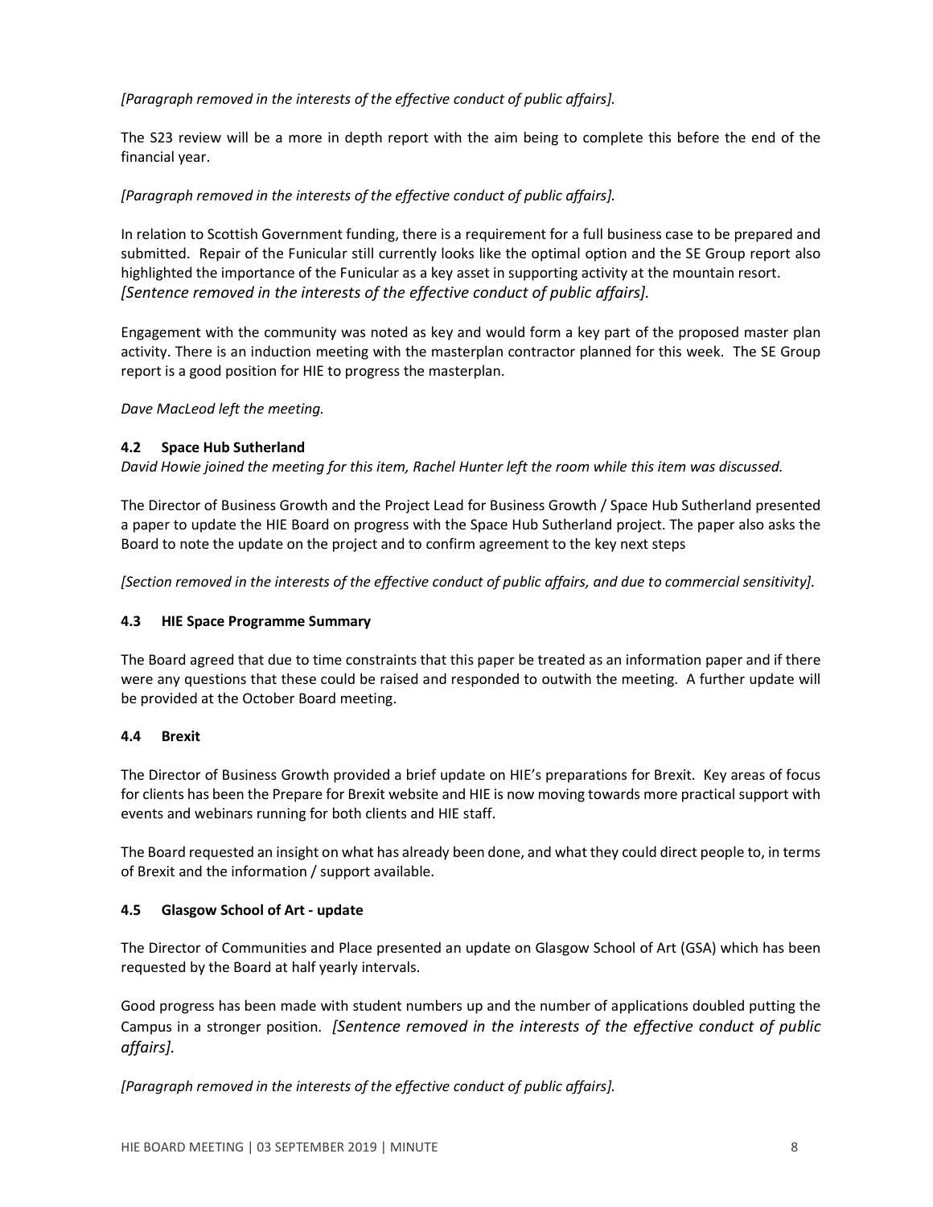*[Paragraph removed in the interests of the effective conduct of public affairs].*

The S23 review will be a more in depth report with the aim being to complete this before the end of the financial year.

*[Paragraph removed in the interests of the effective conduct of public affairs].*

In relation to Scottish Government funding, there is a requirement for a full business case to be prepared and submitted. Repair of the Funicular still currently looks like the optimal option and the SE Group report also highlighted the importance of the Funicular as a key asset in supporting activity at the mountain resort. *[Sentence removed in the interests of the effective conduct of public affairs].*

Engagement with the community was noted as key and would form a key part of the proposed master plan activity. There is an induction meeting with the masterplan contractor planned for this week. The SE Group report is a good position for HIE to progress the masterplan.

*Dave MacLeod left the meeting.*

### 4.2 Space Hub Sutherland

*David Howie joined the meeting for this item, Rachel Hunter left the room while this item was discussed.*

The Director of Business Growth and the Project Lead for Business Growth / Space Hub Sutherland presented a paper to update the HIE Board on progress with the Space Hub Sutherland project. The paper also asks the Board to note the update on the project and to confirm agreement to the key next steps

*[Section removed in the interests of the effective conduct of public affairs, and due to commercial sensitivity].*

### 4.3 HIE Space Programme Summary

The Board agreed that due to time constraints that this paper be treated as an information paper and if there were any questions that these could be raised and responded to outwith the meeting. A further update will be provided at the October Board meeting.

### 4.4 Brexit

The Director of Business Growth provided a brief update on HIE's preparations for Brexit. Key areas of focus for clients has been the Prepare for Brexit website and HIE is now moving towards more practical support with events and webinars running for both clients and HIE staff.

The Board requested an insight on what has already been done, and what they could direct people to, in terms of Brexit and the information / support available.

### 4.5 Glasgow School of Art - update

The Director of Communities and Place presented an update on Glasgow School of Art (GSA) which has been requested by the Board at half yearly intervals.

Good progress has been made with student numbers up and the number of applications doubled putting the Campus in a stronger position. *[Sentence removed in the interests of the effective conduct of public affairs].*

*[Paragraph removed in the interests of the effective conduct of public affairs].*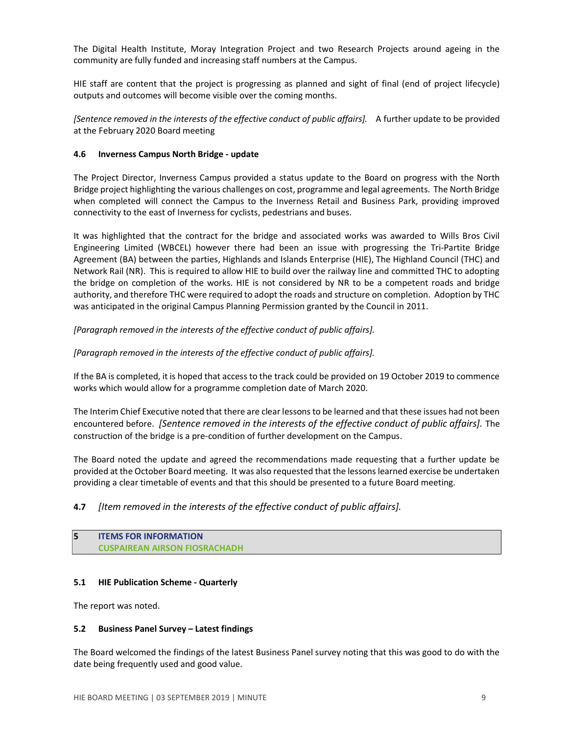The Digital Health Institute, Moray Integration Project and two Research Projects around ageing in the community are fully funded and increasing staff numbers at the Campus.

HIE staff are content that the project is progressing as planned and sight of final (end of project lifecycle) outputs and outcomes will become visible over the coming months.

*[Sentence removed in the interests of the effective conduct of public affairs].* A further update to be provided at the February 2020 Board meeting

#### 4.6 Inverness Campus North Bridge - update

The Project Director, Inverness Campus provided a status update to the Board on progress with the North Bridge project highlighting the various challenges on cost, programme and legal agreements. The North Bridge when completed will connect the Campus to the Inverness Retail and Business Park, providing improved connectivity to the east of Inverness for cyclists, pedestrians and buses.

It was highlighted that the contract for the bridge and associated works was awarded to Wills Bros Civil Engineering Limited (WBCEL) however there had been an issue with progressing the Tri-Partite Bridge Agreement (BA) between the parties, Highlands and Islands Enterprise (HIE), The Highland Council (THC) and Network Rail (NR). This is required to allow HIE to build over the railway line and committed THC to adopting the bridge on completion of the works. HIE is not considered by NR to be a competent roads and bridge authority, and therefore THC were required to adopt the roads and structure on completion. Adoption by THC was anticipated in the original Campus Planning Permission granted by the Council in 2011.

*[Paragraph removed in the interests of the effective conduct of public affairs].*

*[Paragraph removed in the interests of the effective conduct of public affairs].*

If the BA is completed, it is hoped that access to the track could be provided on 19 October 2019 to commence works which would allow for a programme completion date of March 2020.

The Interim Chief Executive noted that there are clear lessons to be learned and that these issues had not been encountered before. *[Sentence removed in the interests of the effective conduct of public affairs].* The construction of the bridge is a pre-condition of further development on the Campus.

The Board noted the update and agreed the recommendations made requesting that a further update be provided at the October Board meeting. It was also requested that the lessons learned exercise be undertaken providing a clear timetable of events and that this should be presented to a future Board meeting.

#### 4.7 *[Item removed in the interests of the effective conduct of public affairs].*

## 5 ITEMS FOR INFORMATION
## CUSPAIREAN AIRSON FIOSRACHADH

#### 5.1 HIE Publication Scheme - Quarterly

The report was noted.

#### 5.2 Business Panel Survey – Latest findings

The Board welcomed the findings of the latest Business Panel survey noting that this was good to do with the date being frequently used and good value.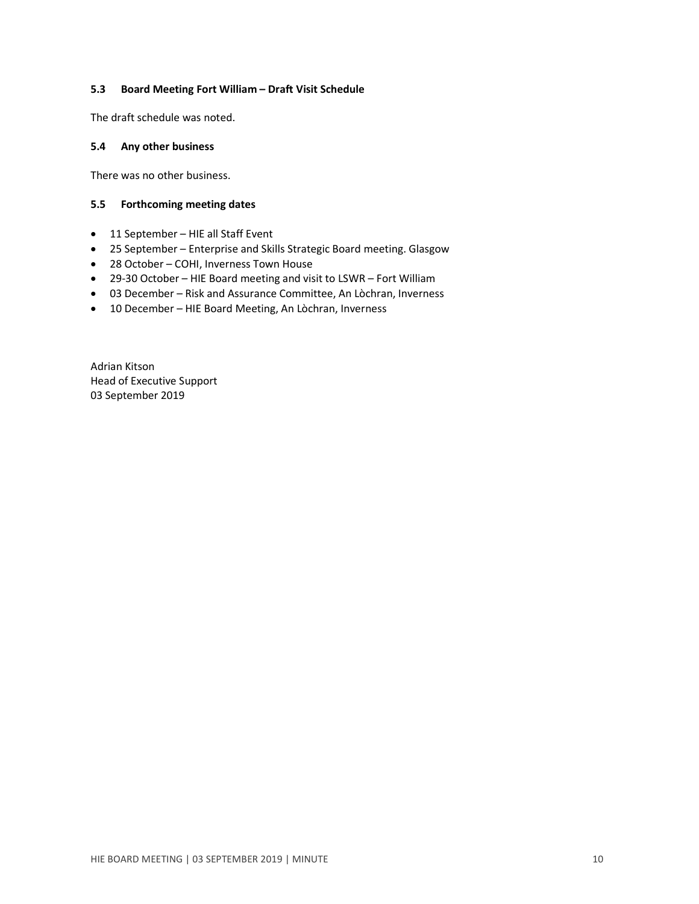### 5.3 Board Meeting Fort William – Draft Visit Schedule

The draft schedule was noted.

### 5.4 Any other business

There was no other business.

### 5.5 Forthcoming meeting dates

- 11 September – HIE all Staff Event
- 25 September – Enterprise and Skills Strategic Board meeting. Glasgow
- 28 October – COHI, Inverness Town House
- 29-30 October – HIE Board meeting and visit to LSWR – Fort William
- 03 December – Risk and Assurance Committee, An Lòchran, Inverness
- 10 December – HIE Board Meeting, An Lòchran, Inverness

Adrian Kitson
Head of Executive Support
03 September 2019